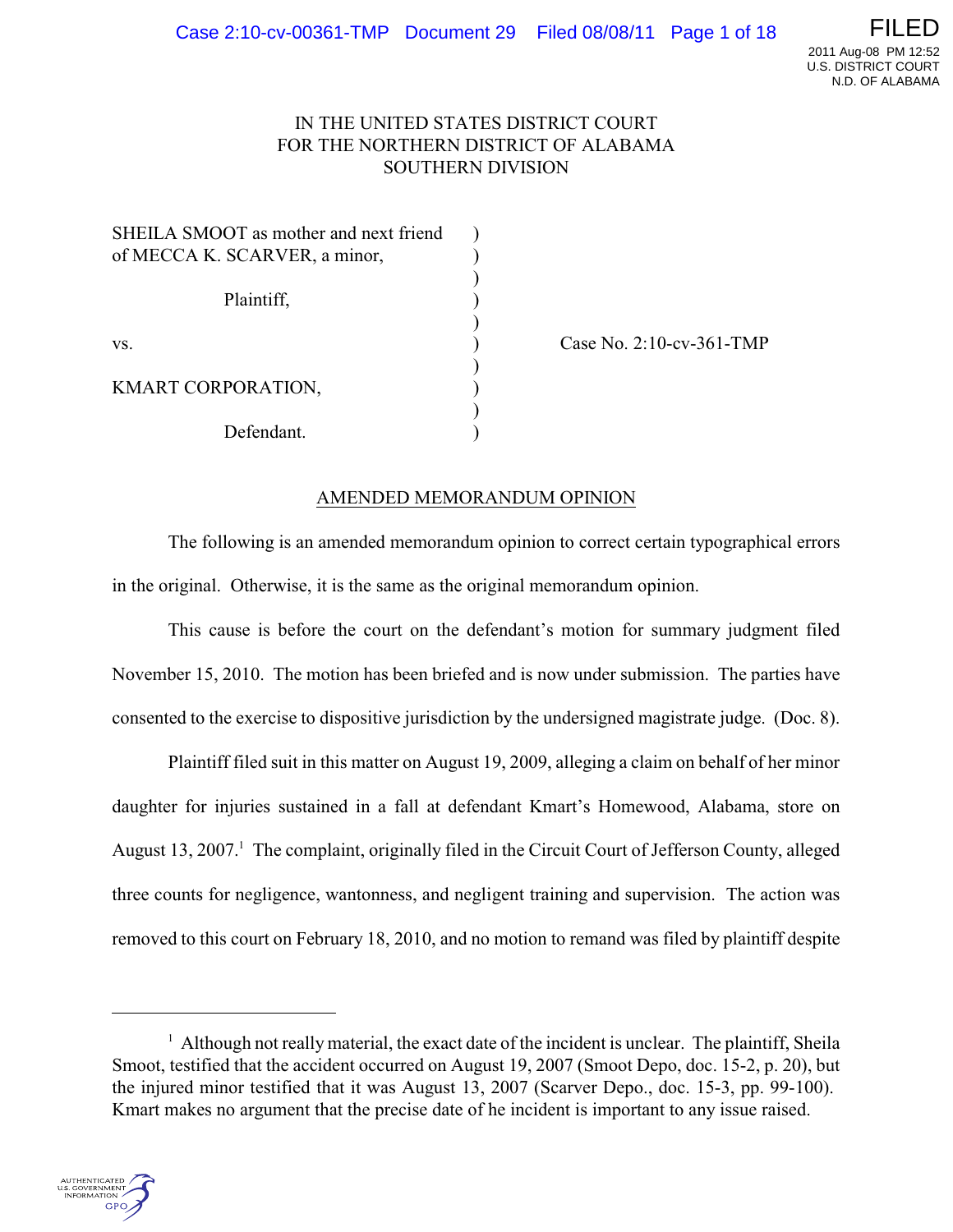IN THE UNITED STATES DISTRICT COURT
FOR THE NORTHERN DISTRICT OF ALABAMA
SOUTHERN DIVISION

| | | |
|---|---|---|
| SHEILA SMOOT as mother and next friend of MECCA K. SCARVER, a minor, | ) | |
| Plaintiff, | ) | |
| vs. | ) | Case No. 2:10-cv-361-TMP |
| KMART CORPORATION, | ) | |
| Defendant. | ) | |

## AMENDED MEMORANDUM OPINION

The following is an amended memorandum opinion to correct certain typographical errors in the original. Otherwise, it is the same as the original memorandum opinion.

This cause is before the court on the defendant's motion for summary judgment filed November 15, 2010. The motion has been briefed and is now under submission. The parties have consented to the exercise to dispositive jurisdiction by the undersigned magistrate judge. (Doc. 8).

Plaintiff filed suit in this matter on August 19, 2009, alleging a claim on behalf of her minor daughter for injuries sustained in a fall at defendant Kmart's Homewood, Alabama, store on August 13, 2007.[1] The complaint, originally filed in the Circuit Court of Jefferson County, alleged three counts for negligence, wantonness, and negligent training and supervision. The action was removed to this court on February 18, 2010, and no motion to remand was filed by plaintiff despite

---

[1] Although not really material, the exact date of the incident is unclear. The plaintiff, Sheila Smoot, testified that the accident occurred on August 19, 2007 (Smoot Depo, doc. 15-2, p. 20), but the injured minor testified that it was August 13, 2007 (Scarver Depo., doc. 15-3, pp. 99-100). Kmart makes no argument that the precise date of he incident is important to any issue raised.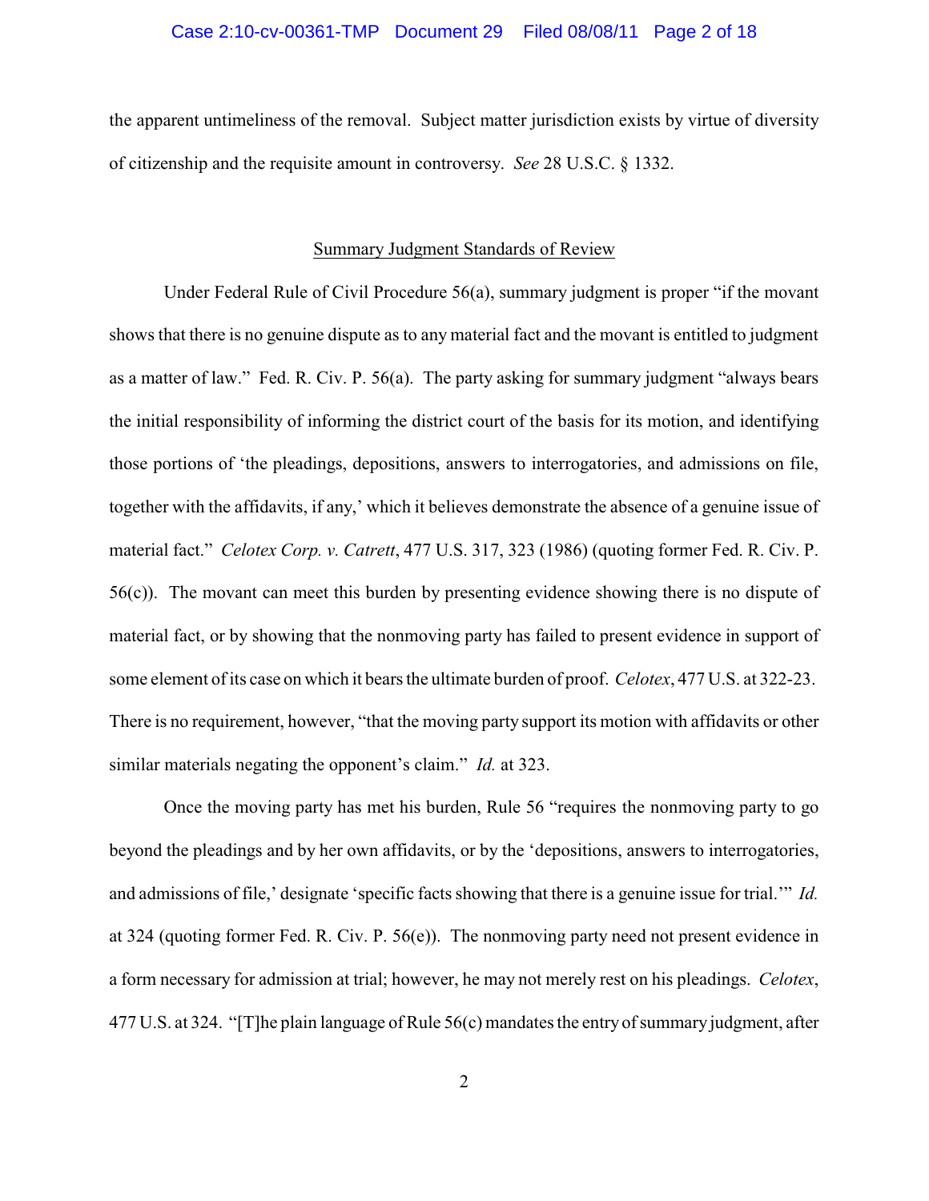the apparent untimeliness of the removal. Subject matter jurisdiction exists by virtue of diversity of citizenship and the requisite amount in controversy. *See* 28 U.S.C. § 1332.

## Summary Judgment Standards of Review

Under Federal Rule of Civil Procedure 56(a), summary judgment is proper "if the movant shows that there is no genuine dispute as to any material fact and the movant is entitled to judgment as a matter of law." Fed. R. Civ. P. 56(a). The party asking for summary judgment "always bears the initial responsibility of informing the district court of the basis for its motion, and identifying those portions of 'the pleadings, depositions, answers to interrogatories, and admissions on file, together with the affidavits, if any,' which it believes demonstrate the absence of a genuine issue of material fact." *Celotex Corp. v. Catrett*, 477 U.S. 317, 323 (1986) (quoting former Fed. R. Civ. P. 56(c)). The movant can meet this burden by presenting evidence showing there is no dispute of material fact, or by showing that the nonmoving party has failed to present evidence in support of some element of its case on which it bears the ultimate burden of proof. *Celotex*, 477 U.S. at 322-23. There is no requirement, however, "that the moving party support its motion with affidavits or other similar materials negating the opponent's claim." *Id.* at 323.

Once the moving party has met his burden, Rule 56 "requires the nonmoving party to go beyond the pleadings and by her own affidavits, or by the 'depositions, answers to interrogatories, and admissions of file,' designate 'specific facts showing that there is a genuine issue for trial.'" *Id.* at 324 (quoting former Fed. R. Civ. P. 56(e)). The nonmoving party need not present evidence in a form necessary for admission at trial; however, he may not merely rest on his pleadings. *Celotex*, 477 U.S. at 324. "[T]he plain language of Rule 56(c) mandates the entry of summary judgment, after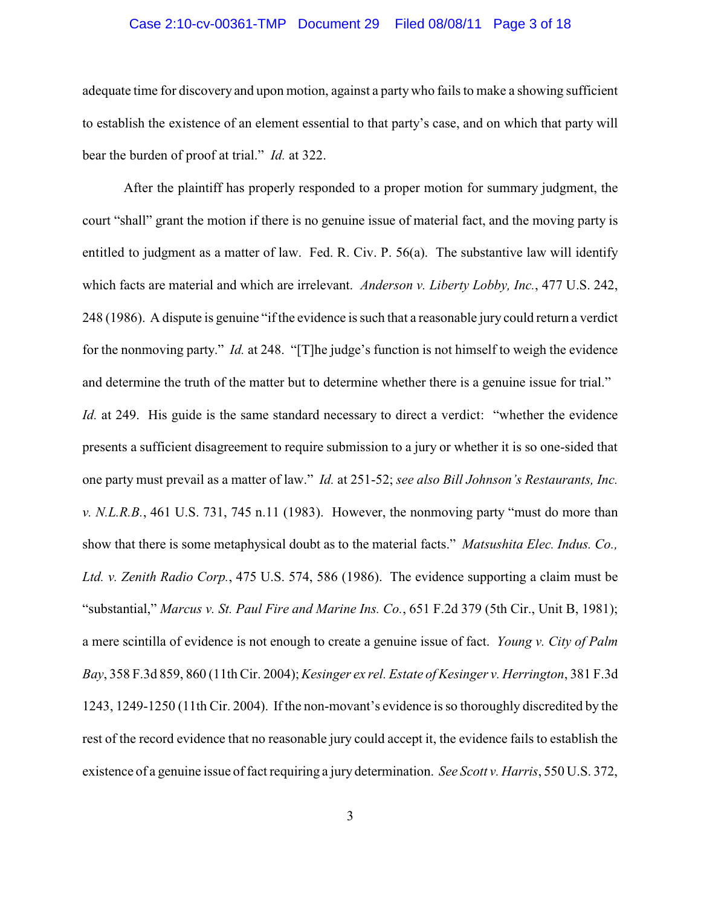adequate time for discovery and upon motion, against a party who fails to make a showing sufficient to establish the existence of an element essential to that party's case, and on which that party will bear the burden of proof at trial." *Id.* at 322.

After the plaintiff has properly responded to a proper motion for summary judgment, the court "shall" grant the motion if there is no genuine issue of material fact, and the moving party is entitled to judgment as a matter of law. Fed. R. Civ. P. 56(a). The substantive law will identify which facts are material and which are irrelevant. *Anderson v. Liberty Lobby, Inc.*, 477 U.S. 242, 248 (1986). A dispute is genuine "if the evidence is such that a reasonable jury could return a verdict for the nonmoving party." *Id.* at 248. "[T]he judge's function is not himself to weigh the evidence and determine the truth of the matter but to determine whether there is a genuine issue for trial." *Id.* at 249. His guide is the same standard necessary to direct a verdict: "whether the evidence presents a sufficient disagreement to require submission to a jury or whether it is so one-sided that one party must prevail as a matter of law." *Id.* at 251-52; *see also Bill Johnson's Restaurants, Inc. v. N.L.R.B.*, 461 U.S. 731, 745 n.11 (1983). However, the nonmoving party "must do more than show that there is some metaphysical doubt as to the material facts." *Matsushita Elec. Indus. Co., Ltd. v. Zenith Radio Corp.*, 475 U.S. 574, 586 (1986). The evidence supporting a claim must be "substantial," *Marcus v. St. Paul Fire and Marine Ins. Co.*, 651 F.2d 379 (5th Cir., Unit B, 1981); a mere scintilla of evidence is not enough to create a genuine issue of fact. *Young v. City of Palm Bay*, 358 F.3d 859, 860 (11th Cir. 2004); *Kesinger ex rel. Estate of Kesinger v. Herrington*, 381 F.3d 1243, 1249-1250 (11th Cir. 2004). If the non-movant's evidence is so thoroughly discredited by the rest of the record evidence that no reasonable jury could accept it, the evidence fails to establish the existence of a genuine issue of fact requiring a jury determination. *See Scott v. Harris*, 550 U.S. 372,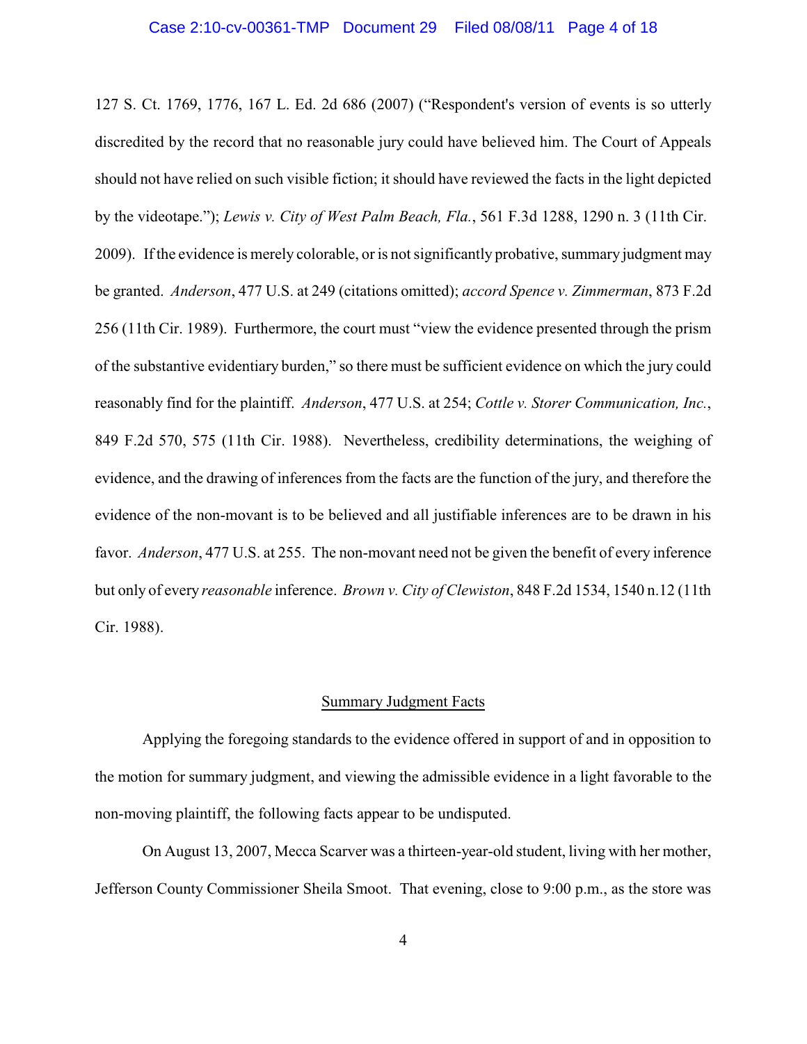127 S. Ct. 1769, 1776, 167 L. Ed. 2d 686 (2007) ("Respondent's version of events is so utterly discredited by the record that no reasonable jury could have believed him. The Court of Appeals should not have relied on such visible fiction; it should have reviewed the facts in the light depicted by the videotape."); *Lewis v. City of West Palm Beach, Fla.*, 561 F.3d 1288, 1290 n. 3 (11th Cir. 2009). If the evidence is merely colorable, or is not significantly probative, summary judgment may be granted. *Anderson*, 477 U.S. at 249 (citations omitted); *accord Spence v. Zimmerman*, 873 F.2d 256 (11th Cir. 1989). Furthermore, the court must "view the evidence presented through the prism of the substantive evidentiary burden," so there must be sufficient evidence on which the jury could reasonably find for the plaintiff. *Anderson*, 477 U.S. at 254; *Cottle v. Storer Communication, Inc.*, 849 F.2d 570, 575 (11th Cir. 1988). Nevertheless, credibility determinations, the weighing of evidence, and the drawing of inferences from the facts are the function of the jury, and therefore the evidence of the non-movant is to be believed and all justifiable inferences are to be drawn in his favor. *Anderson*, 477 U.S. at 255. The non-movant need not be given the benefit of every inference but only of every *reasonable* inference. *Brown v. City of Clewiston*, 848 F.2d 1534, 1540 n.12 (11th Cir. 1988).

## Summary Judgment Facts

Applying the foregoing standards to the evidence offered in support of and in opposition to the motion for summary judgment, and viewing the admissible evidence in a light favorable to the non-moving plaintiff, the following facts appear to be undisputed.

On August 13, 2007, Mecca Scarver was a thirteen-year-old student, living with her mother, Jefferson County Commissioner Sheila Smoot. That evening, close to 9:00 p.m., as the store was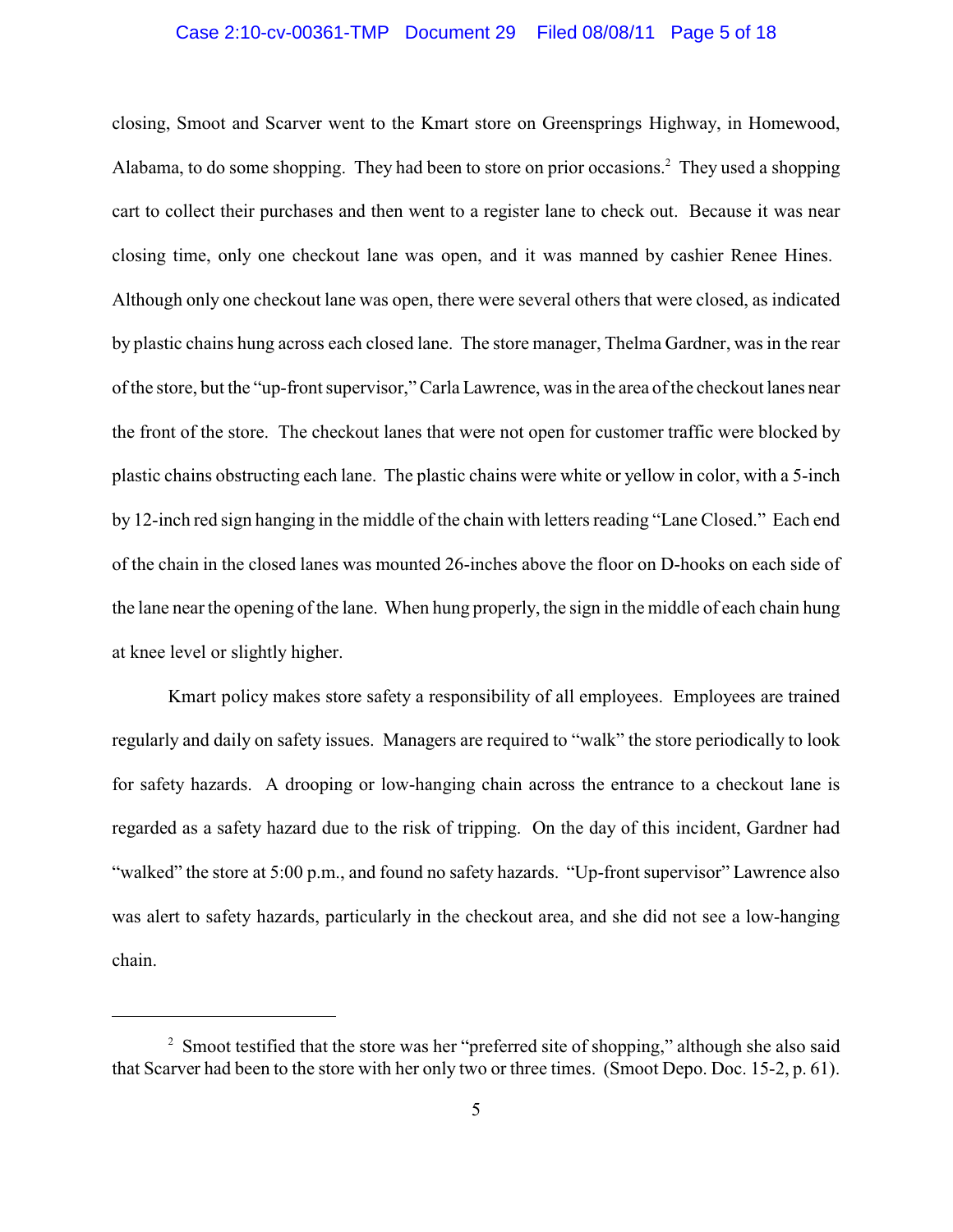closing, Smoot and Scarver went to the Kmart store on Greensprings Highway, in Homewood, Alabama, to do some shopping. They had been to store on prior occasions.[2] They used a shopping cart to collect their purchases and then went to a register lane to check out. Because it was near closing time, only one checkout lane was open, and it was manned by cashier Renee Hines. Although only one checkout lane was open, there were several others that were closed, as indicated by plastic chains hung across each closed lane. The store manager, Thelma Gardner, was in the rear of the store, but the "up-front supervisor," Carla Lawrence, was in the area of the checkout lanes near the front of the store. The checkout lanes that were not open for customer traffic were blocked by plastic chains obstructing each lane. The plastic chains were white or yellow in color, with a 5-inch by 12-inch red sign hanging in the middle of the chain with letters reading "Lane Closed." Each end of the chain in the closed lanes was mounted 26-inches above the floor on D-hooks on each side of the lane near the opening of the lane. When hung properly, the sign in the middle of each chain hung at knee level or slightly higher.

Kmart policy makes store safety a responsibility of all employees. Employees are trained regularly and daily on safety issues. Managers are required to "walk" the store periodically to look for safety hazards. A drooping or low-hanging chain across the entrance to a checkout lane is regarded as a safety hazard due to the risk of tripping. On the day of this incident, Gardner had "walked" the store at 5:00 p.m., and found no safety hazards. "Up-front supervisor" Lawrence also was alert to safety hazards, particularly in the checkout area, and she did not see a low-hanging chain.

---

[2] Smoot testified that the store was her "preferred site of shopping," although she also said that Scarver had been to the store with her only two or three times. (Smoot Depo. Doc. 15-2, p. 61).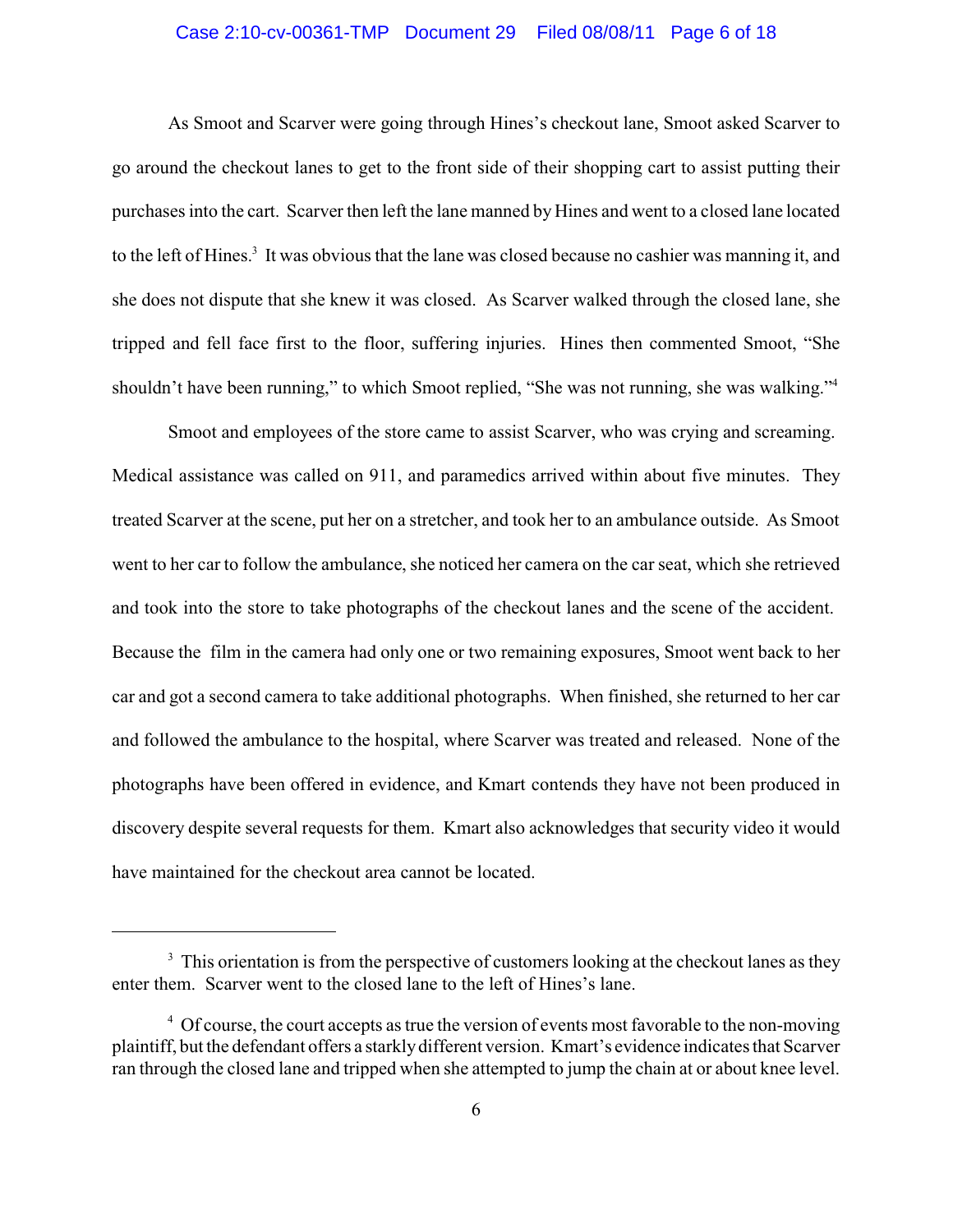As Smoot and Scarver were going through Hines's checkout lane, Smoot asked Scarver to go around the checkout lanes to get to the front side of their shopping cart to assist putting their purchases into the cart. Scarver then left the lane manned by Hines and went to a closed lane located to the left of Hines.[3] It was obvious that the lane was closed because no cashier was manning it, and she does not dispute that she knew it was closed. As Scarver walked through the closed lane, she tripped and fell face first to the floor, suffering injuries. Hines then commented Smoot, "She shouldn't have been running," to which Smoot replied, "She was not running, she was walking."[4]

Smoot and employees of the store came to assist Scarver, who was crying and screaming. Medical assistance was called on 911, and paramedics arrived within about five minutes. They treated Scarver at the scene, put her on a stretcher, and took her to an ambulance outside. As Smoot went to her car to follow the ambulance, she noticed her camera on the car seat, which she retrieved and took into the store to take photographs of the checkout lanes and the scene of the accident. Because the film in the camera had only one or two remaining exposures, Smoot went back to her car and got a second camera to take additional photographs. When finished, she returned to her car and followed the ambulance to the hospital, where Scarver was treated and released. None of the photographs have been offered in evidence, and Kmart contends they have not been produced in discovery despite several requests for them. Kmart also acknowledges that security video it would have maintained for the checkout area cannot be located.

---

[3] This orientation is from the perspective of customers looking at the checkout lanes as they enter them. Scarver went to the closed lane to the left of Hines's lane.

[4] Of course, the court accepts as true the version of events most favorable to the non-moving plaintiff, but the defendant offers a starkly different version. Kmart's evidence indicates that Scarver ran through the closed lane and tripped when she attempted to jump the chain at or about knee level.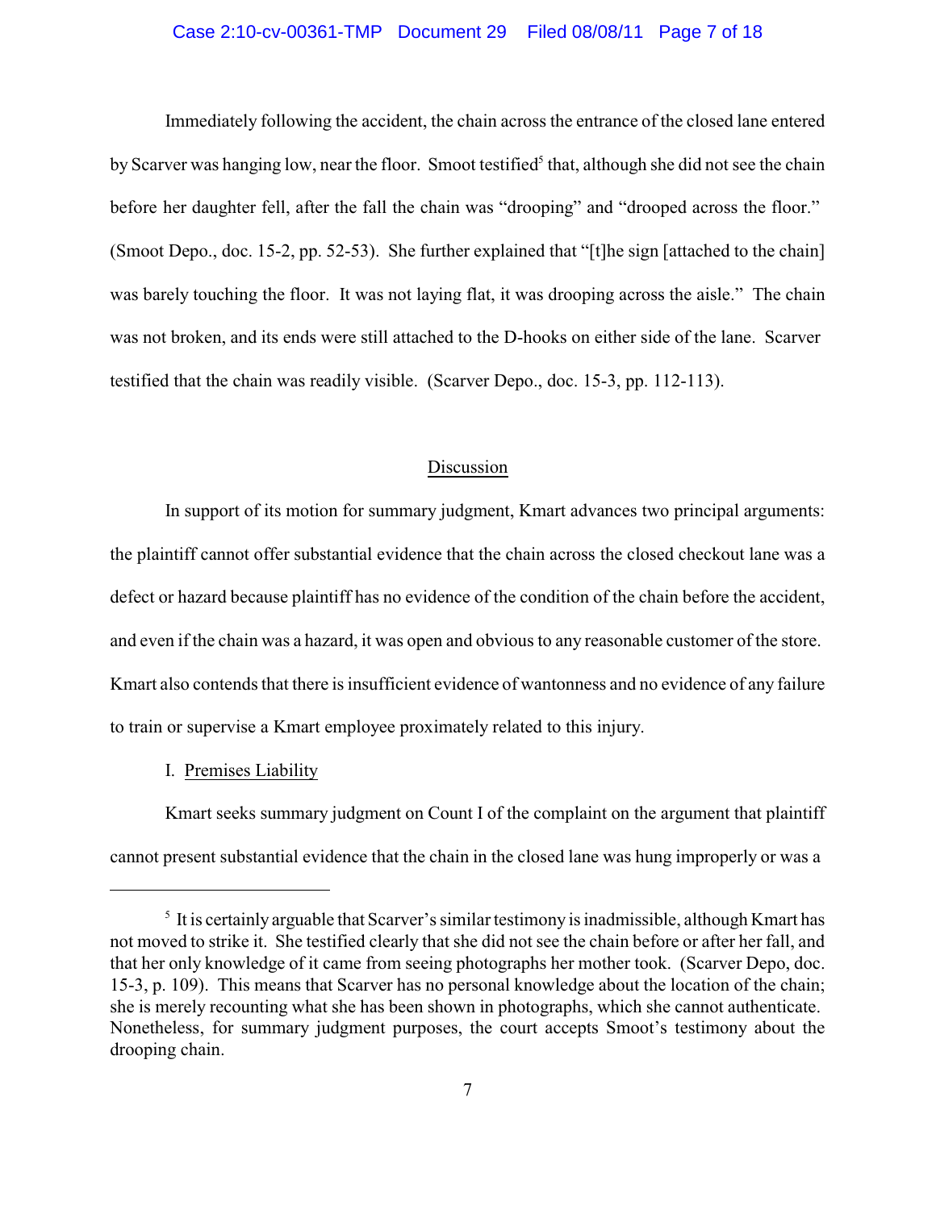Immediately following the accident, the chain across the entrance of the closed lane entered by Scarver was hanging low, near the floor. Smoot testified[5] that, although she did not see the chain before her daughter fell, after the fall the chain was "drooping" and "drooped across the floor." (Smoot Depo., doc. 15-2, pp. 52-53). She further explained that "[t]he sign [attached to the chain] was barely touching the floor. It was not laying flat, it was drooping across the aisle." The chain was not broken, and its ends were still attached to the D-hooks on either side of the lane. Scarver testified that the chain was readily visible. (Scarver Depo., doc. 15-3, pp. 112-113).

## Discussion

In support of its motion for summary judgment, Kmart advances two principal arguments: the plaintiff cannot offer substantial evidence that the chain across the closed checkout lane was a defect or hazard because plaintiff has no evidence of the condition of the chain before the accident, and even if the chain was a hazard, it was open and obvious to any reasonable customer of the store. Kmart also contends that there is insufficient evidence of wantonness and no evidence of any failure to train or supervise a Kmart employee proximately related to this injury.

### I. Premises Liability

Kmart seeks summary judgment on Count I of the complaint on the argument that plaintiff cannot present substantial evidence that the chain in the closed lane was hung improperly or was a

---

[5] It is certainly arguable that Scarver's similar testimony is inadmissible, although Kmart has not moved to strike it. She testified clearly that she did not see the chain before or after her fall, and that her only knowledge of it came from seeing photographs her mother took. (Scarver Depo, doc. 15-3, p. 109). This means that Scarver has no personal knowledge about the location of the chain; she is merely recounting what she has been shown in photographs, which she cannot authenticate. Nonetheless, for summary judgment purposes, the court accepts Smoot's testimony about the drooping chain.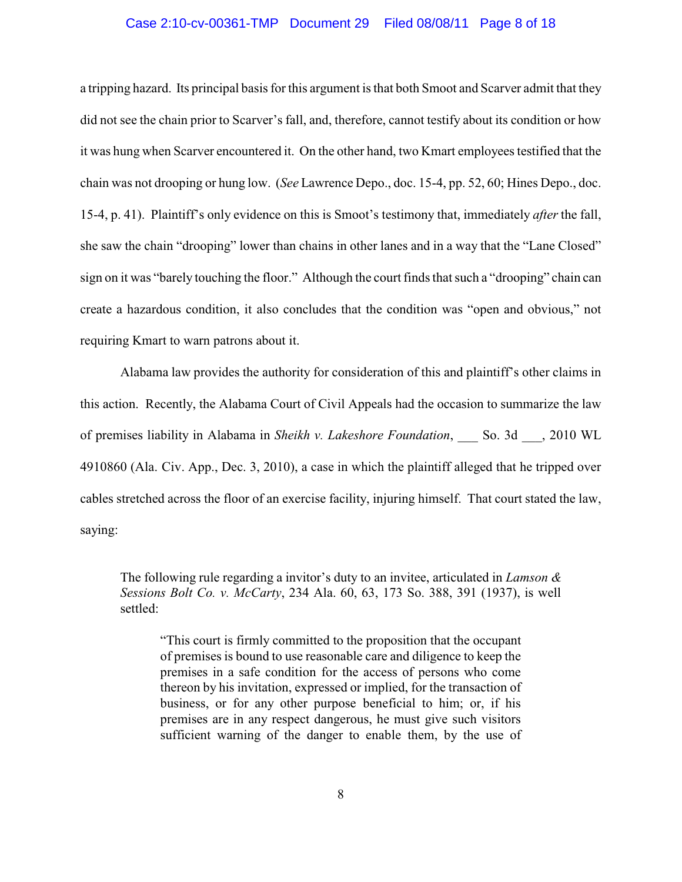a tripping hazard. Its principal basis for this argument is that both Smoot and Scarver admit that they did not see the chain prior to Scarver's fall, and, therefore, cannot testify about its condition or how it was hung when Scarver encountered it. On the other hand, two Kmart employees testified that the chain was not drooping or hung low. (*See* Lawrence Depo., doc. 15-4, pp. 52, 60; Hines Depo., doc. 15-4, p. 41). Plaintiff's only evidence on this is Smoot's testimony that, immediately *after* the fall, she saw the chain "drooping" lower than chains in other lanes and in a way that the "Lane Closed" sign on it was "barely touching the floor." Although the court finds that such a "drooping" chain can create a hazardous condition, it also concludes that the condition was "open and obvious," not requiring Kmart to warn patrons about it.

Alabama law provides the authority for consideration of this and plaintiff's other claims in this action. Recently, the Alabama Court of Civil Appeals had the occasion to summarize the law of premises liability in Alabama in *Sheikh v. Lakeshore Foundation*, ___ So. 3d ___, 2010 WL 4910860 (Ala. Civ. App., Dec. 3, 2010), a case in which the plaintiff alleged that he tripped over cables stretched across the floor of an exercise facility, injuring himself. That court stated the law, saying:

> The following rule regarding a invitor's duty to an invitee, articulated in *Lamson & Sessions Bolt Co. v. McCarty*, 234 Ala. 60, 63, 173 So. 388, 391 (1937), is well settled:
>
> > "This court is firmly committed to the proposition that the occupant of premises is bound to use reasonable care and diligence to keep the premises in a safe condition for the access of persons who come thereon by his invitation, expressed or implied, for the transaction of business, or for any other purpose beneficial to him; or, if his premises are in any respect dangerous, he must give such visitors sufficient warning of the danger to enable them, by the use of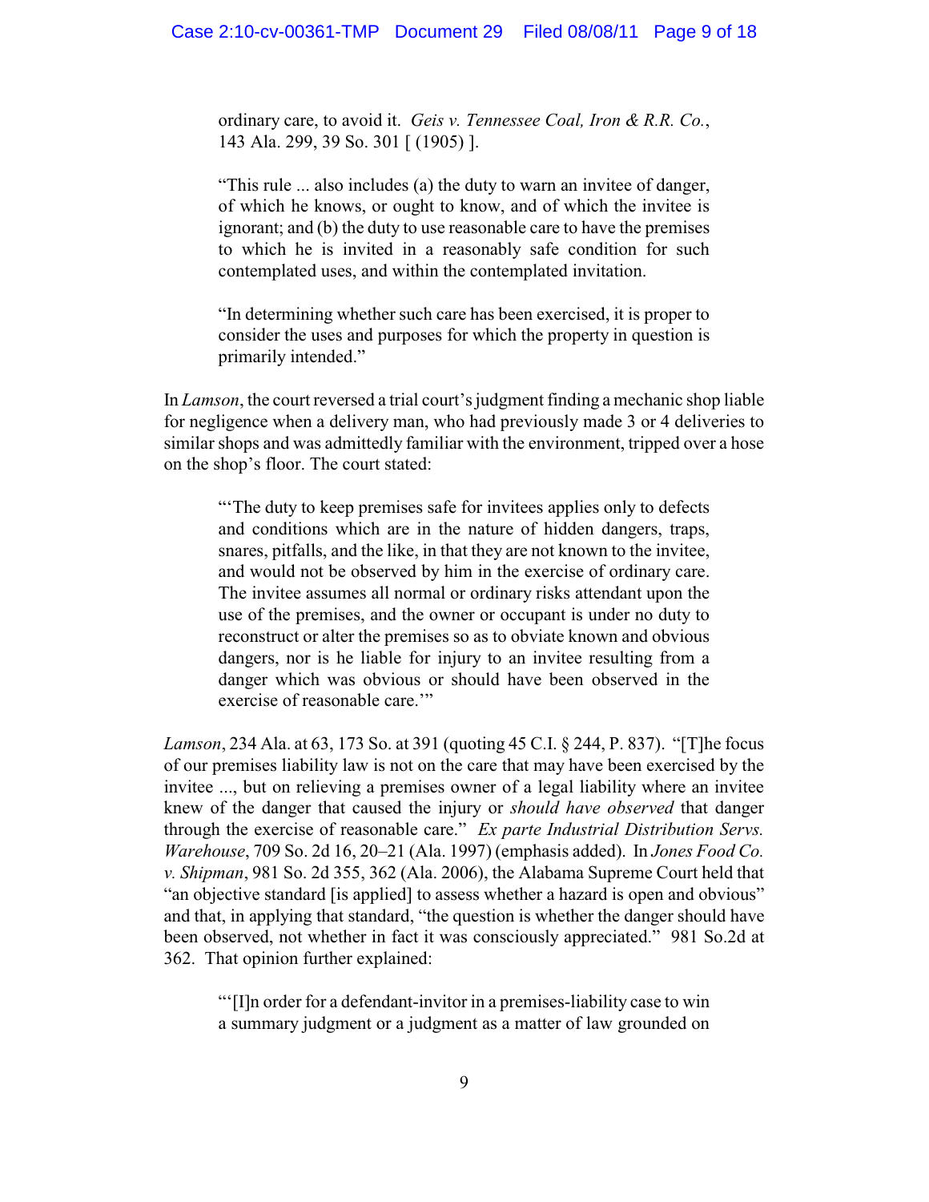> ordinary care, to avoid it. *Geis v. Tennessee Coal, Iron & R.R. Co.*, 143 Ala. 299, 39 So. 301 [ (1905) ].
>
> "This rule ... also includes (a) the duty to warn an invitee of danger, of which he knows, or ought to know, and of which the invitee is ignorant; and (b) the duty to use reasonable care to have the premises to which he is invited in a reasonably safe condition for such contemplated uses, and within the contemplated invitation.
>
> "In determining whether such care has been exercised, it is proper to consider the uses and purposes for which the property in question is primarily intended."

In *Lamson*, the court reversed a trial court's judgment finding a mechanic shop liable for negligence when a delivery man, who had previously made 3 or 4 deliveries to similar shops and was admittedly familiar with the environment, tripped over a hose on the shop's floor. The court stated:

> "'The duty to keep premises safe for invitees applies only to defects and conditions which are in the nature of hidden dangers, traps, snares, pitfalls, and the like, in that they are not known to the invitee, and would not be observed by him in the exercise of ordinary care. The invitee assumes all normal or ordinary risks attendant upon the use of the premises, and the owner or occupant is under no duty to reconstruct or alter the premises so as to obviate known and obvious dangers, nor is he liable for injury to an invitee resulting from a danger which was obvious or should have been observed in the exercise of reasonable care.'"

*Lamson*, 234 Ala. at 63, 173 So. at 391 (quoting 45 C.I. § 244, P. 837). "[T]he focus of our premises liability law is not on the care that may have been exercised by the invitee ..., but on relieving a premises owner of a legal liability where an invitee knew of the danger that caused the injury or *should have observed* that danger through the exercise of reasonable care." *Ex parte Industrial Distribution Servs. Warehouse*, 709 So. 2d 16, 20–21 (Ala. 1997) (emphasis added). In *Jones Food Co. v. Shipman*, 981 So. 2d 355, 362 (Ala. 2006), the Alabama Supreme Court held that "an objective standard [is applied] to assess whether a hazard is open and obvious" and that, in applying that standard, "the question is whether the danger should have been observed, not whether in fact it was consciously appreciated." 981 So.2d at 362. That opinion further explained:

> "'[I]n order for a defendant-invitor in a premises-liability case to win a summary judgment or a judgment as a matter of law grounded on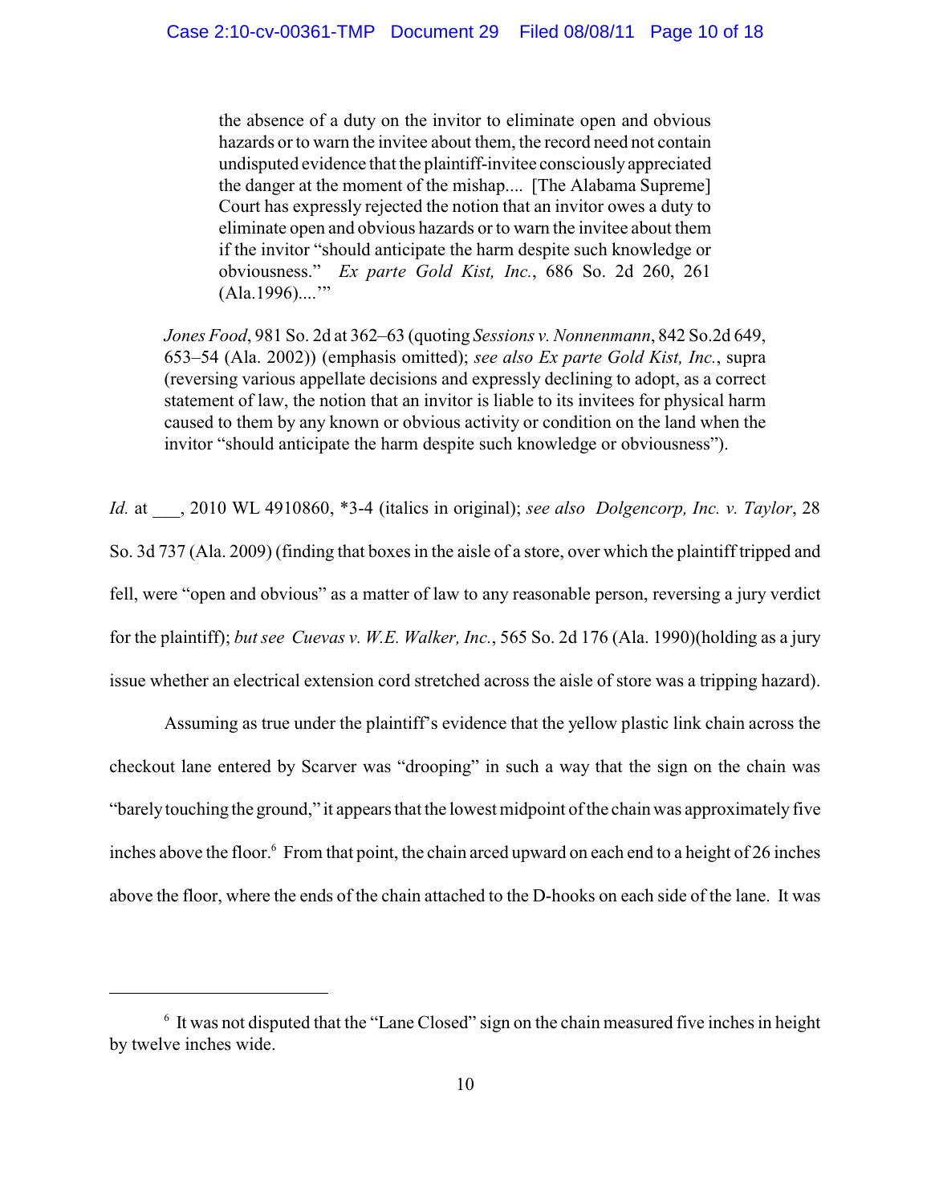> the absence of a duty on the invitor to eliminate open and obvious hazards or to warn the invitee about them, the record need not contain undisputed evidence that the plaintiff-invitee consciously appreciated the danger at the moment of the mishap.... [The Alabama Supreme] Court has expressly rejected the notion that an invitor owes a duty to eliminate open and obvious hazards or to warn the invitee about them if the invitor "should anticipate the harm despite such knowledge or obviousness." *Ex parte Gold Kist, Inc.*, 686 So. 2d 260, 261 (Ala.1996)....'"
>
> *Jones Food*, 981 So. 2d at 362–63 (quoting *Sessions v. Nonnenmann*, 842 So.2d 649, 653–54 (Ala. 2002)) (emphasis omitted); *see also Ex parte Gold Kist, Inc.*, supra (reversing various appellate decisions and expressly declining to adopt, as a correct statement of law, the notion that an invitor is liable to its invitees for physical harm caused to them by any known or obvious activity or condition on the land when the invitor "should anticipate the harm despite such knowledge or obviousness").

*Id.* at ___, 2010 WL 4910860, *3-4 (italics in original); *see also Dolgencorp, Inc. v. Taylor*, 28 So. 3d 737 (Ala. 2009) (finding that boxes in the aisle of a store, over which the plaintiff tripped and fell, were "open and obvious" as a matter of law to any reasonable person, reversing a jury verdict for the plaintiff); *but see Cuevas v. W.E. Walker, Inc.*, 565 So. 2d 176 (Ala. 1990)(holding as a jury issue whether an electrical extension cord stretched across the aisle of store was a tripping hazard).

Assuming as true under the plaintiff's evidence that the yellow plastic link chain across the checkout lane entered by Scarver was "drooping" in such a way that the sign on the chain was "barely touching the ground," it appears that the lowest midpoint of the chain was approximately five inches above the floor.[6] From that point, the chain arced upward on each end to a height of 26 inches above the floor, where the ends of the chain attached to the D-hooks on each side of the lane. It was

[6] It was not disputed that the "Lane Closed" sign on the chain measured five inches in height by twelve inches wide.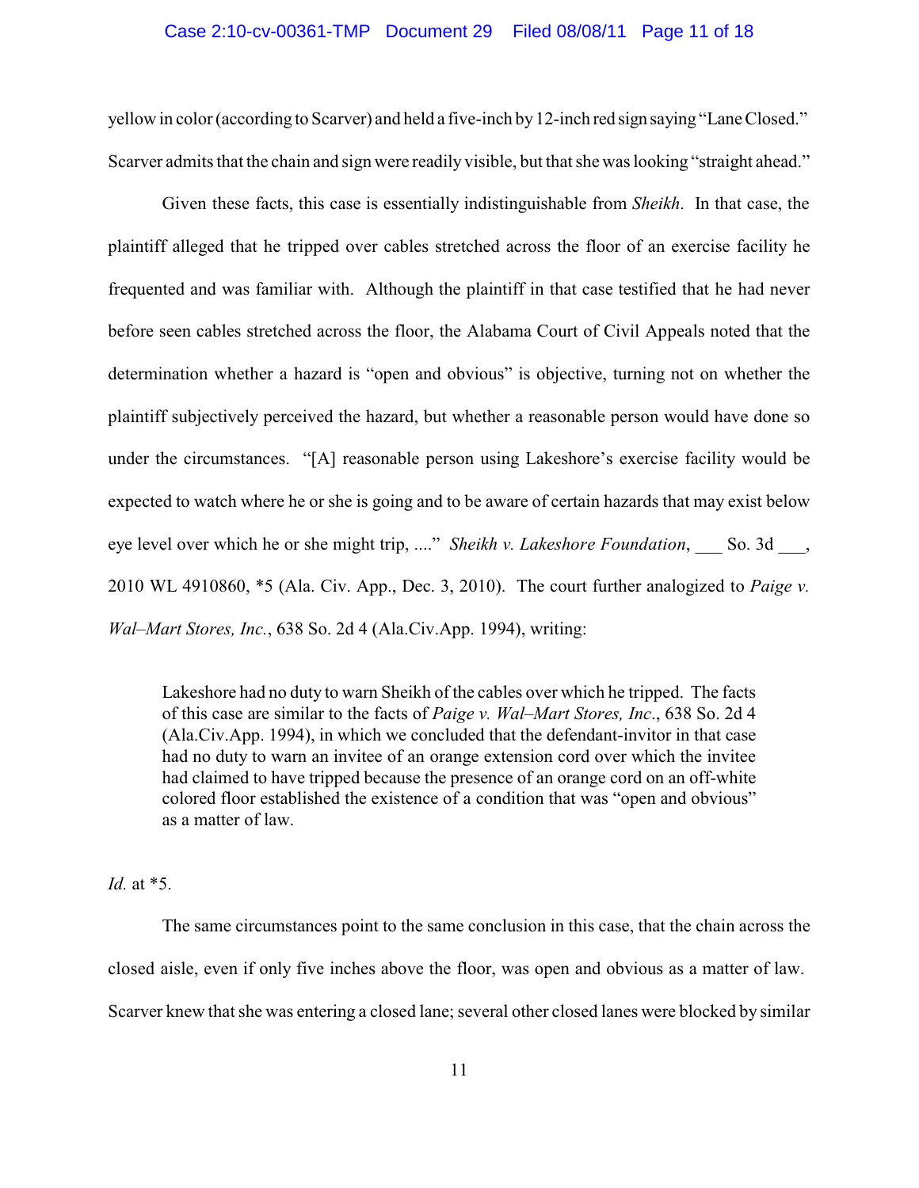yellow in color (according to Scarver) and held a five-inch by 12-inch red sign saying "Lane Closed." Scarver admits that the chain and sign were readily visible, but that she was looking "straight ahead."

Given these facts, this case is essentially indistinguishable from *Sheikh*. In that case, the plaintiff alleged that he tripped over cables stretched across the floor of an exercise facility he frequented and was familiar with. Although the plaintiff in that case testified that he had never before seen cables stretched across the floor, the Alabama Court of Civil Appeals noted that the determination whether a hazard is "open and obvious" is objective, turning not on whether the plaintiff subjectively perceived the hazard, but whether a reasonable person would have done so under the circumstances. "[A] reasonable person using Lakeshore's exercise facility would be expected to watch where he or she is going and to be aware of certain hazards that may exist below eye level over which he or she might trip, ...." *Sheikh v. Lakeshore Foundation*, ___ So. 3d ___, 2010 WL 4910860, *5 (Ala. Civ. App., Dec. 3, 2010). The court further analogized to *Paige v. Wal–Mart Stores, Inc.*, 638 So. 2d 4 (Ala.Civ.App. 1994), writing:

> Lakeshore had no duty to warn Sheikh of the cables over which he tripped. The facts of this case are similar to the facts of *Paige v. Wal–Mart Stores, Inc*., 638 So. 2d 4 (Ala.Civ.App. 1994), in which we concluded that the defendant-invitor in that case had no duty to warn an invitee of an orange extension cord over which the invitee had claimed to have tripped because the presence of an orange cord on an off-white colored floor established the existence of a condition that was "open and obvious" as a matter of law.

*Id.* at *5.

The same circumstances point to the same conclusion in this case, that the chain across the closed aisle, even if only five inches above the floor, was open and obvious as a matter of law. Scarver knew that she was entering a closed lane; several other closed lanes were blocked by similar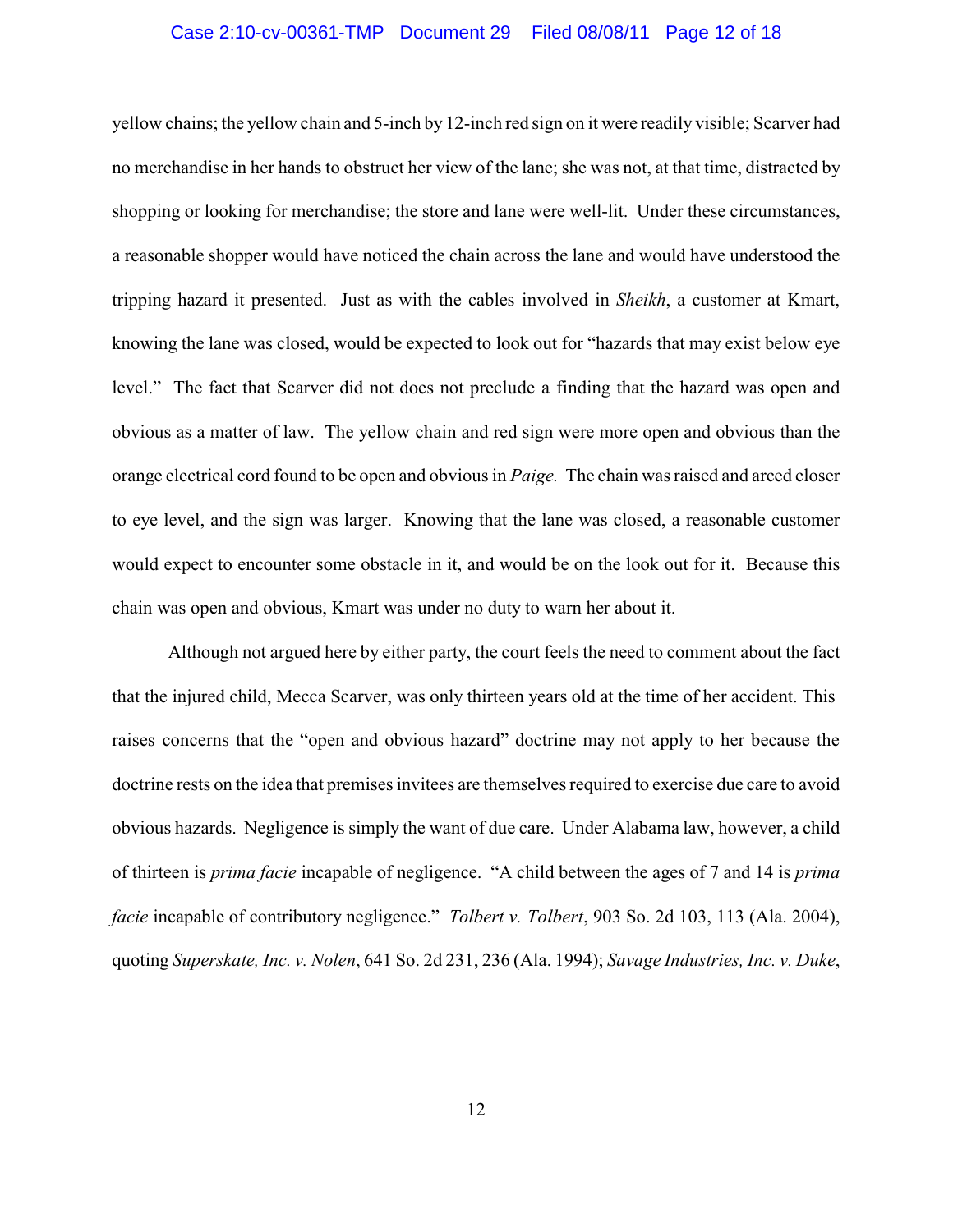yellow chains; the yellow chain and 5-inch by 12-inch red sign on it were readily visible; Scarver had no merchandise in her hands to obstruct her view of the lane; she was not, at that time, distracted by shopping or looking for merchandise; the store and lane were well-lit. Under these circumstances, a reasonable shopper would have noticed the chain across the lane and would have understood the tripping hazard it presented. Just as with the cables involved in *Sheikh*, a customer at Kmart, knowing the lane was closed, would be expected to look out for "hazards that may exist below eye level." The fact that Scarver did not does not preclude a finding that the hazard was open and obvious as a matter of law. The yellow chain and red sign were more open and obvious than the orange electrical cord found to be open and obvious in *Paige.* The chain was raised and arced closer to eye level, and the sign was larger. Knowing that the lane was closed, a reasonable customer would expect to encounter some obstacle in it, and would be on the look out for it. Because this chain was open and obvious, Kmart was under no duty to warn her about it.

Although not argued here by either party, the court feels the need to comment about the fact that the injured child, Mecca Scarver, was only thirteen years old at the time of her accident. This raises concerns that the "open and obvious hazard" doctrine may not apply to her because the doctrine rests on the idea that premises invitees are themselves required to exercise due care to avoid obvious hazards. Negligence is simply the want of due care. Under Alabama law, however, a child of thirteen is *prima facie* incapable of negligence. "A child between the ages of 7 and 14 is *prima facie* incapable of contributory negligence." *Tolbert v. Tolbert*, 903 So. 2d 103, 113 (Ala. 2004), quoting *Superskate, Inc. v. Nolen*, 641 So. 2d 231, 236 (Ala. 1994); *Savage Industries, Inc. v. Duke*,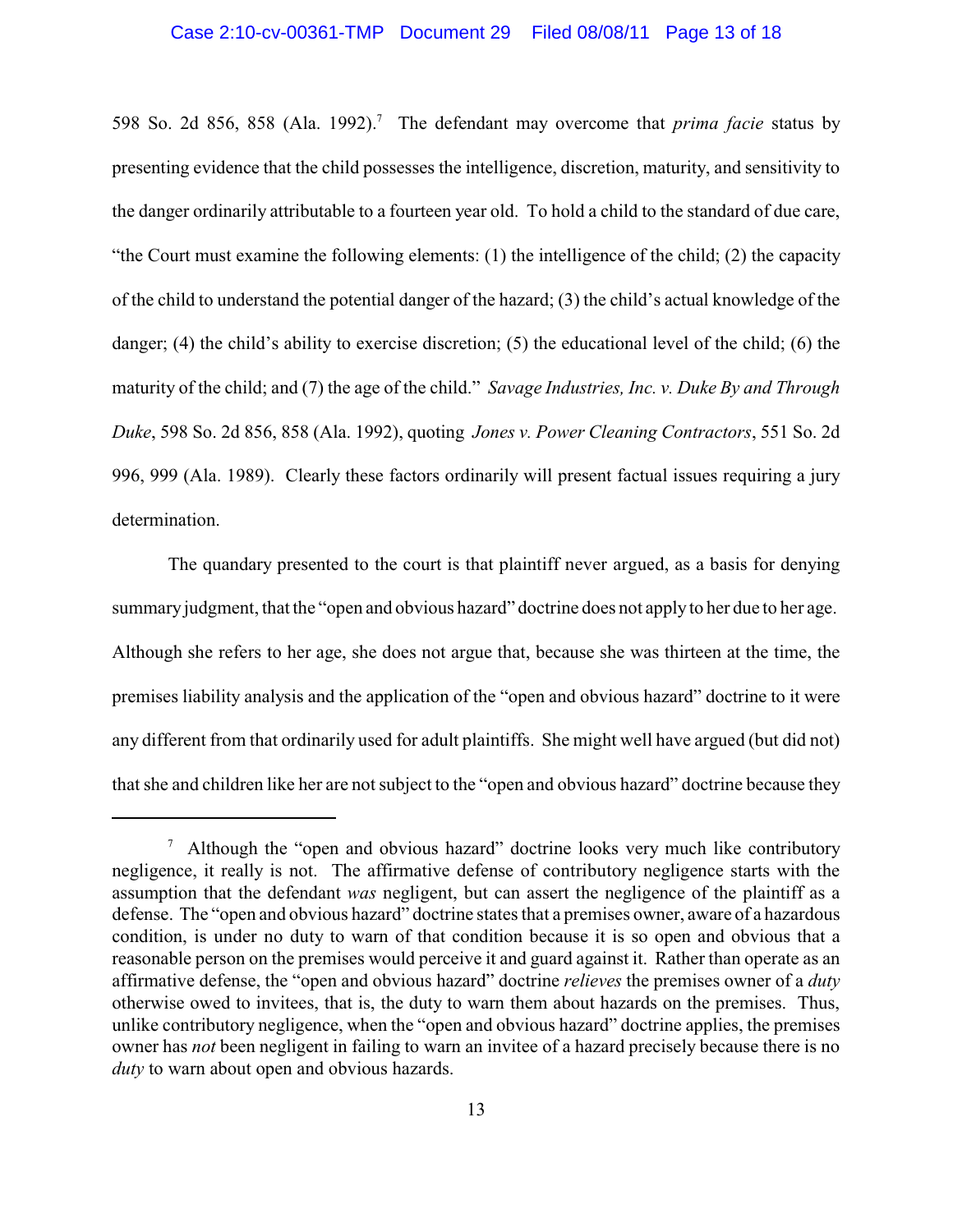598 So. 2d 856, 858 (Ala. 1992).[7] The defendant may overcome that *prima facie* status by presenting evidence that the child possesses the intelligence, discretion, maturity, and sensitivity to the danger ordinarily attributable to a fourteen year old. To hold a child to the standard of due care, "the Court must examine the following elements: (1) the intelligence of the child; (2) the capacity of the child to understand the potential danger of the hazard; (3) the child's actual knowledge of the danger; (4) the child's ability to exercise discretion; (5) the educational level of the child; (6) the maturity of the child; and (7) the age of the child." *Savage Industries, Inc. v. Duke By and Through Duke*, 598 So. 2d 856, 858 (Ala. 1992), quoting *Jones v. Power Cleaning Contractors*, 551 So. 2d 996, 999 (Ala. 1989). Clearly these factors ordinarily will present factual issues requiring a jury determination.

The quandary presented to the court is that plaintiff never argued, as a basis for denying summary judgment, that the "open and obvious hazard" doctrine does not apply to her due to her age. Although she refers to her age, she does not argue that, because she was thirteen at the time, the premises liability analysis and the application of the "open and obvious hazard" doctrine to it were any different from that ordinarily used for adult plaintiffs. She might well have argued (but did not) that she and children like her are not subject to the "open and obvious hazard" doctrine because they

---

[7] Although the "open and obvious hazard" doctrine looks very much like contributory negligence, it really is not. The affirmative defense of contributory negligence starts with the assumption that the defendant *was* negligent, but can assert the negligence of the plaintiff as a defense. The "open and obvious hazard" doctrine states that a premises owner, aware of a hazardous condition, is under no duty to warn of that condition because it is so open and obvious that a reasonable person on the premises would perceive it and guard against it. Rather than operate as an affirmative defense, the "open and obvious hazard" doctrine *relieves* the premises owner of a *duty* otherwise owed to invitees, that is, the duty to warn them about hazards on the premises. Thus, unlike contributory negligence, when the "open and obvious hazard" doctrine applies, the premises owner has *not* been negligent in failing to warn an invitee of a hazard precisely because there is no *duty* to warn about open and obvious hazards.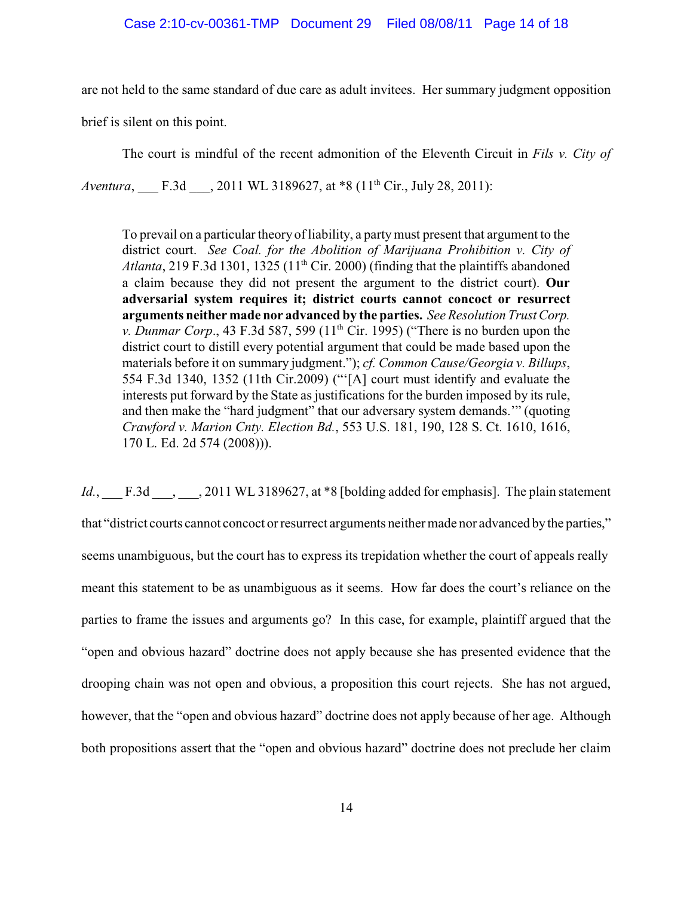are not held to the same standard of due care as adult invitees. Her summary judgment opposition brief is silent on this point.

The court is mindful of the recent admonition of the Eleventh Circuit in *Fils v. City of Aventura*, ___ F.3d ___, 2011 WL 3189627, at *8 (11th Cir., July 28, 2011):

> To prevail on a particular theory of liability, a party must present that argument to the district court. *See Coal. for the Abolition of Marijuana Prohibition v. City of Atlanta*, 219 F.3d 1301, 1325 (11th Cir. 2000) (finding that the plaintiffs abandoned a claim because they did not present the argument to the district court). **Our adversarial system requires it; district courts cannot concoct or resurrect arguments neither made nor advanced by the parties.** *See Resolution Trust Corp. v. Dunmar Corp*., 43 F.3d 587, 599 (11th Cir. 1995) ("There is no burden upon the district court to distill every potential argument that could be made based upon the materials before it on summary judgment."); *cf. Common Cause/Georgia v. Billups*, 554 F.3d 1340, 1352 (11th Cir.2009) ("'[A] court must identify and evaluate the interests put forward by the State as justifications for the burden imposed by its rule, and then make the "hard judgment" that our adversary system demands.'" (quoting *Crawford v. Marion Cnty. Election Bd.*, 553 U.S. 181, 190, 128 S. Ct. 1610, 1616, 170 L. Ed. 2d 574 (2008))).

*Id.*, ___ F.3d ___, ___, 2011 WL 3189627, at *8 [bolding added for emphasis]. The plain statement that "district courts cannot concoct or resurrect arguments neither made nor advanced by the parties," seems unambiguous, but the court has to express its trepidation whether the court of appeals really meant this statement to be as unambiguous as it seems. How far does the court's reliance on the parties to frame the issues and arguments go? In this case, for example, plaintiff argued that the "open and obvious hazard" doctrine does not apply because she has presented evidence that the drooping chain was not open and obvious, a proposition this court rejects. She has not argued, however, that the "open and obvious hazard" doctrine does not apply because of her age. Although both propositions assert that the "open and obvious hazard" doctrine does not preclude her claim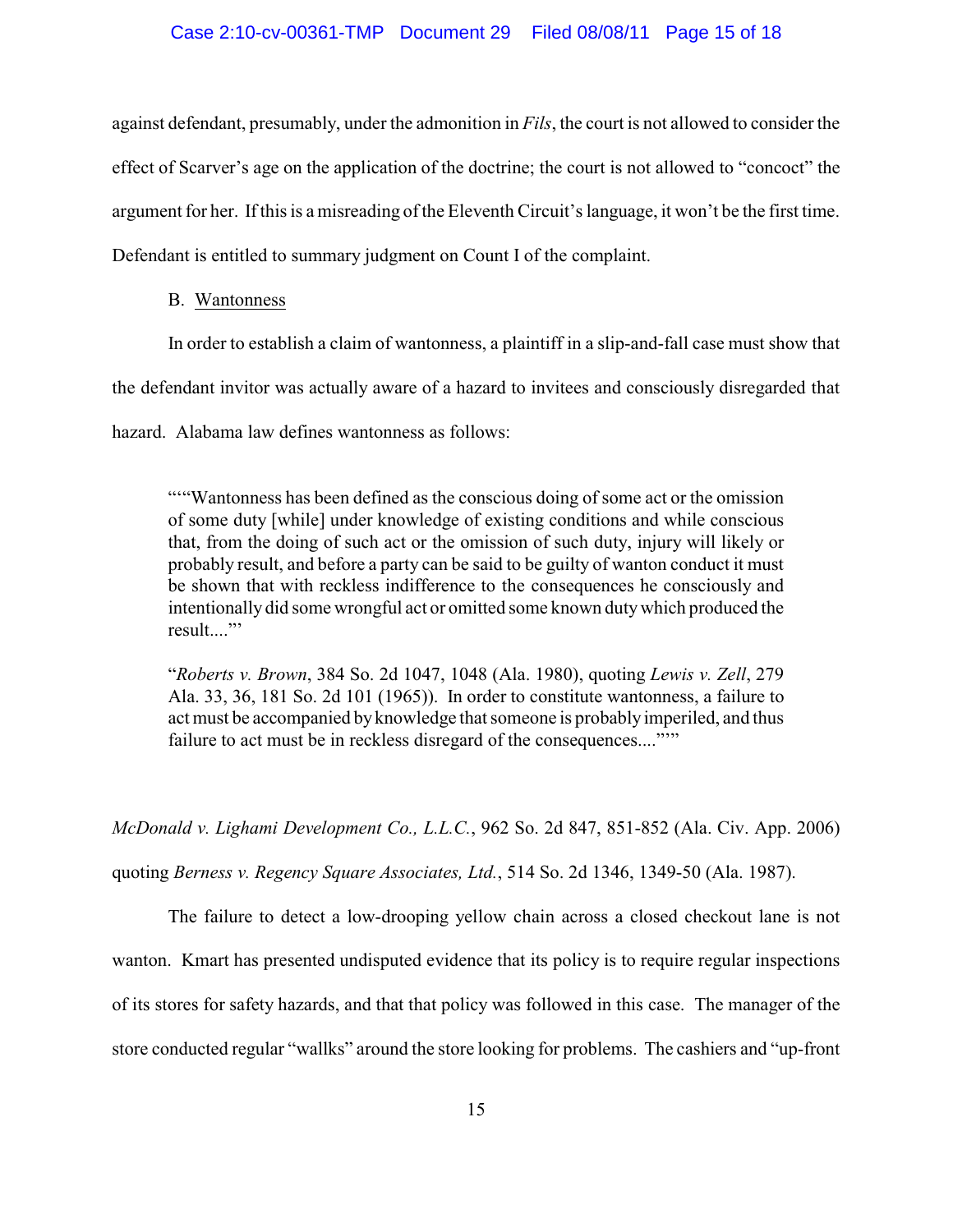against defendant, presumably, under the admonition in *Fils*, the court is not allowed to consider the effect of Scarver's age on the application of the doctrine; the court is not allowed to "concoct" the argument for her. If this is a misreading of the Eleventh Circuit's language, it won't be the first time. Defendant is entitled to summary judgment on Count I of the complaint.

B. Wantonness

In order to establish a claim of wantonness, a plaintiff in a slip-and-fall case must show that the defendant invitor was actually aware of a hazard to invitees and consciously disregarded that hazard. Alabama law defines wantonness as follows:

> """Wantonness has been defined as the conscious doing of some act or the omission of some duty [while] under knowledge of existing conditions and while conscious that, from the doing of such act or the omission of such duty, injury will likely or probably result, and before a party can be said to be guilty of wanton conduct it must be shown that with reckless indifference to the consequences he consciously and intentionally did some wrongful act or omitted some known duty which produced the result....'"
>
> "*Roberts v. Brown*, 384 So. 2d 1047, 1048 (Ala. 1980), quoting *Lewis v. Zell*, 279 Ala. 33, 36, 181 So. 2d 101 (1965)). In order to constitute wantonness, a failure to act must be accompanied by knowledge that someone is probably imperiled, and thus failure to act must be in reckless disregard of the consequences....""

*McDonald v. Lighami Development Co., L.L.C.*, 962 So. 2d 847, 851-852 (Ala. Civ. App. 2006) quoting *Berness v. Regency Square Associates, Ltd.*, 514 So. 2d 1346, 1349-50 (Ala. 1987).

The failure to detect a low-drooping yellow chain across a closed checkout lane is not wanton. Kmart has presented undisputed evidence that its policy is to require regular inspections of its stores for safety hazards, and that that policy was followed in this case. The manager of the store conducted regular "wallks" around the store looking for problems. The cashiers and "up-front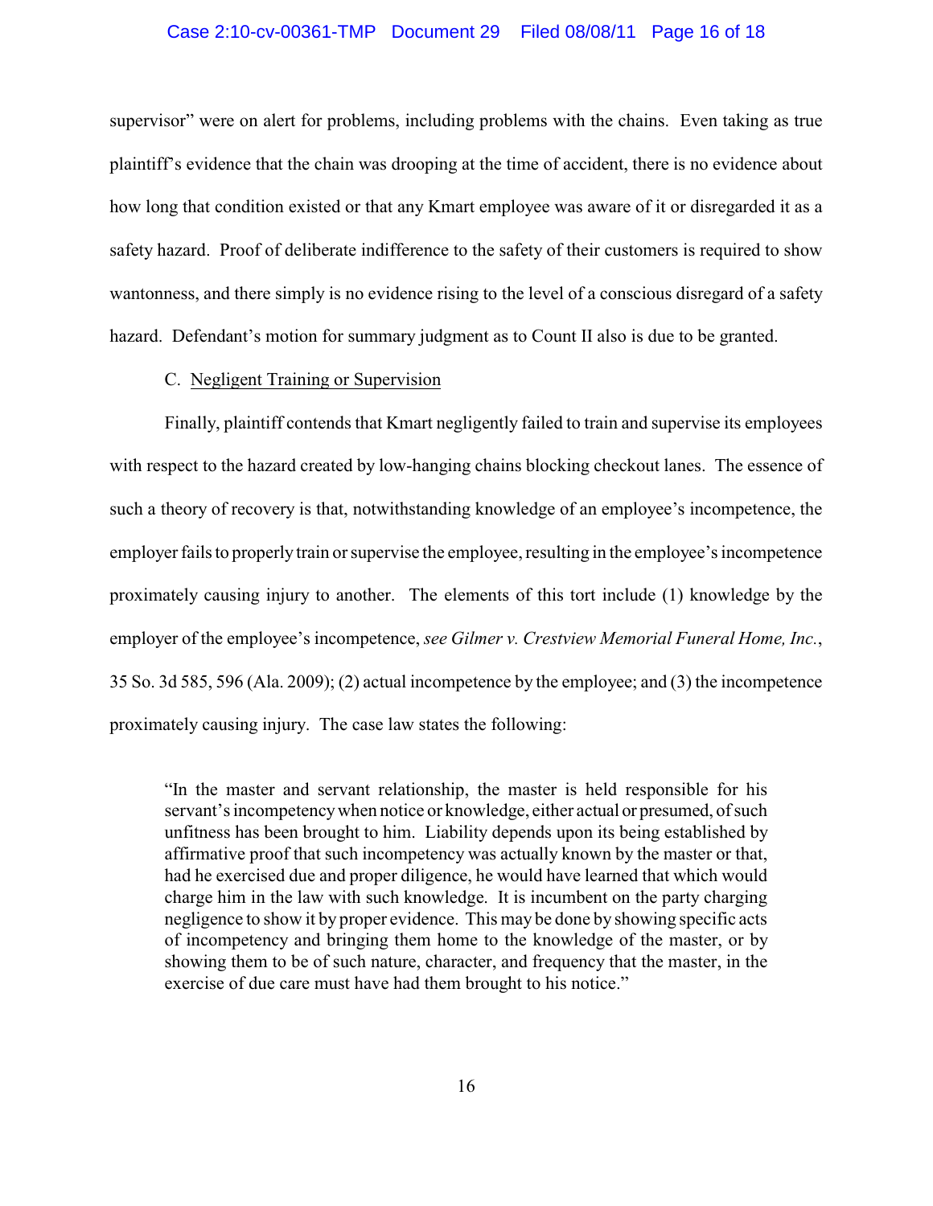supervisor" were on alert for problems, including problems with the chains. Even taking as true plaintiff's evidence that the chain was drooping at the time of accident, there is no evidence about how long that condition existed or that any Kmart employee was aware of it or disregarded it as a safety hazard. Proof of deliberate indifference to the safety of their customers is required to show wantonness, and there simply is no evidence rising to the level of a conscious disregard of a safety hazard. Defendant's motion for summary judgment as to Count II also is due to be granted.

C. Negligent Training or Supervision

Finally, plaintiff contends that Kmart negligently failed to train and supervise its employees with respect to the hazard created by low-hanging chains blocking checkout lanes. The essence of such a theory of recovery is that, notwithstanding knowledge of an employee's incompetence, the employer fails to properly train or supervise the employee, resulting in the employee's incompetence proximately causing injury to another. The elements of this tort include (1) knowledge by the employer of the employee's incompetence, *see Gilmer v. Crestview Memorial Funeral Home, Inc.*, 35 So. 3d 585, 596 (Ala. 2009); (2) actual incompetence by the employee; and (3) the incompetence proximately causing injury. The case law states the following:

> "In the master and servant relationship, the master is held responsible for his servant's incompetency when notice or knowledge, either actual or presumed, of such unfitness has been brought to him. Liability depends upon its being established by affirmative proof that such incompetency was actually known by the master or that, had he exercised due and proper diligence, he would have learned that which would charge him in the law with such knowledge. It is incumbent on the party charging negligence to show it by proper evidence. This may be done by showing specific acts of incompetency and bringing them home to the knowledge of the master, or by showing them to be of such nature, character, and frequency that the master, in the exercise of due care must have had them brought to his notice."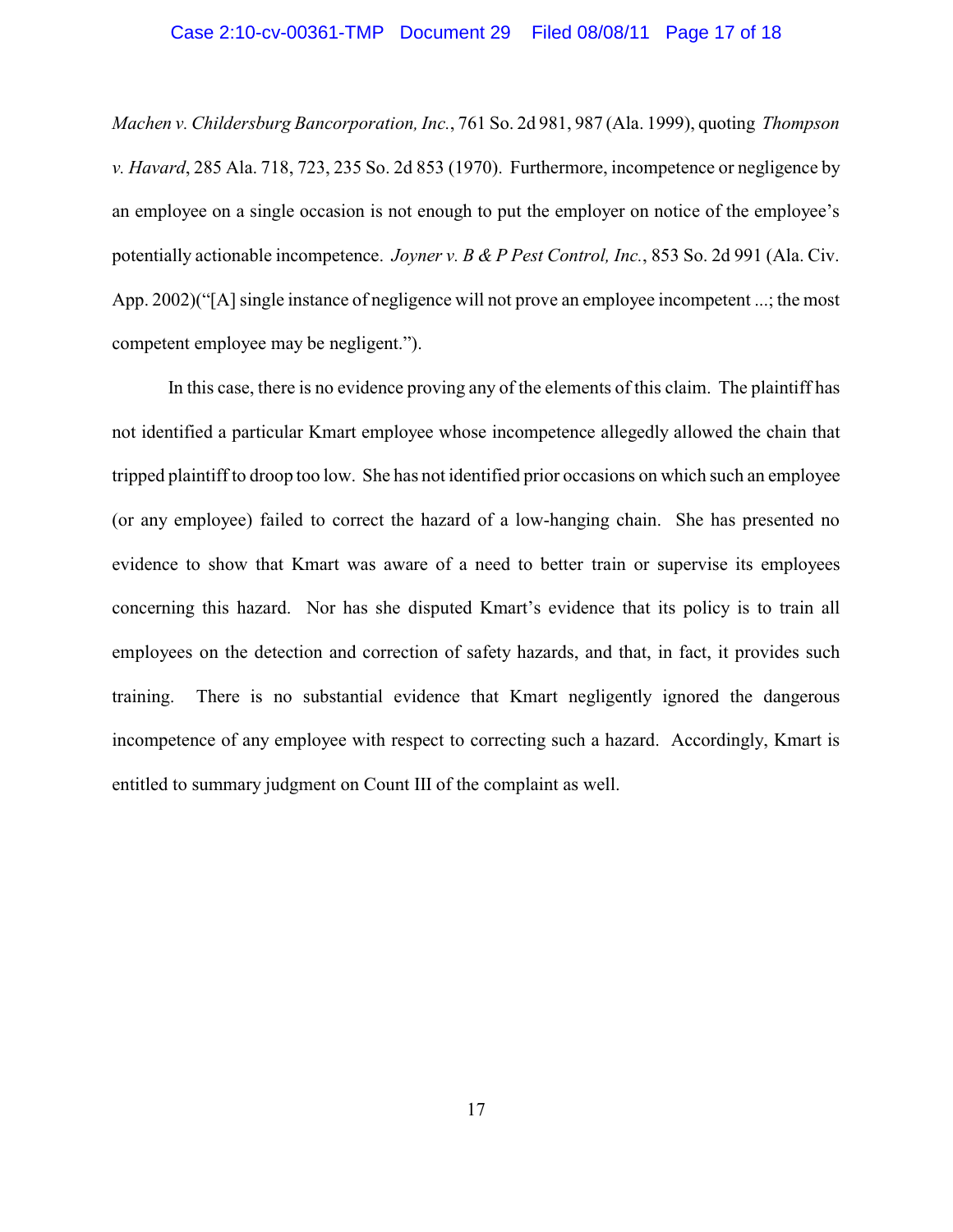*Machen v. Childersburg Bancorporation, Inc.*, 761 So. 2d 981, 987 (Ala. 1999), quoting *Thompson v. Havard*, 285 Ala. 718, 723, 235 So. 2d 853 (1970). Furthermore, incompetence or negligence by an employee on a single occasion is not enough to put the employer on notice of the employee's potentially actionable incompetence. *Joyner v. B & P Pest Control, Inc.*, 853 So. 2d 991 (Ala. Civ. App. 2002)("[A] single instance of negligence will not prove an employee incompetent ...; the most competent employee may be negligent.").

In this case, there is no evidence proving any of the elements of this claim. The plaintiff has not identified a particular Kmart employee whose incompetence allegedly allowed the chain that tripped plaintiff to droop too low. She has not identified prior occasions on which such an employee (or any employee) failed to correct the hazard of a low-hanging chain. She has presented no evidence to show that Kmart was aware of a need to better train or supervise its employees concerning this hazard. Nor has she disputed Kmart's evidence that its policy is to train all employees on the detection and correction of safety hazards, and that, in fact, it provides such training. There is no substantial evidence that Kmart negligently ignored the dangerous incompetence of any employee with respect to correcting such a hazard. Accordingly, Kmart is entitled to summary judgment on Count III of the complaint as well.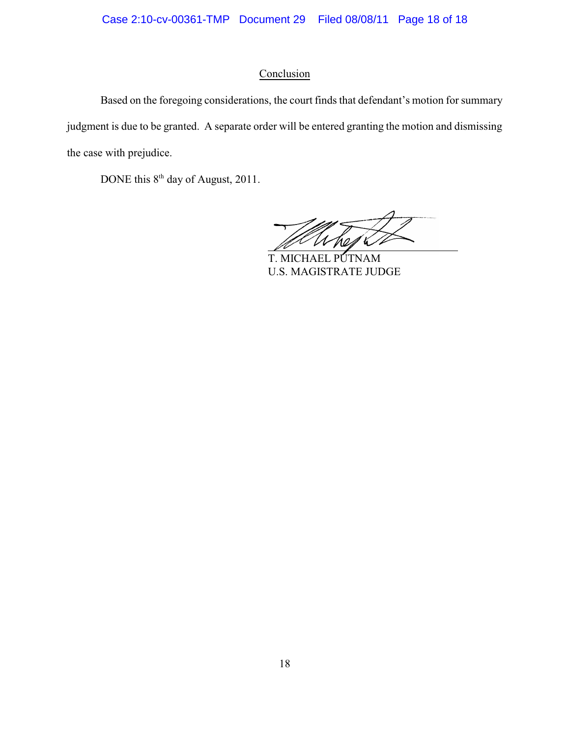## Conclusion

Based on the foregoing considerations, the court finds that defendant's motion for summary judgment is due to be granted. A separate order will be entered granting the motion and dismissing the case with prejudice.

DONE this 8th day of August, 2011.

T. MICHAEL PUTNAM
U.S. MAGISTRATE JUDGE